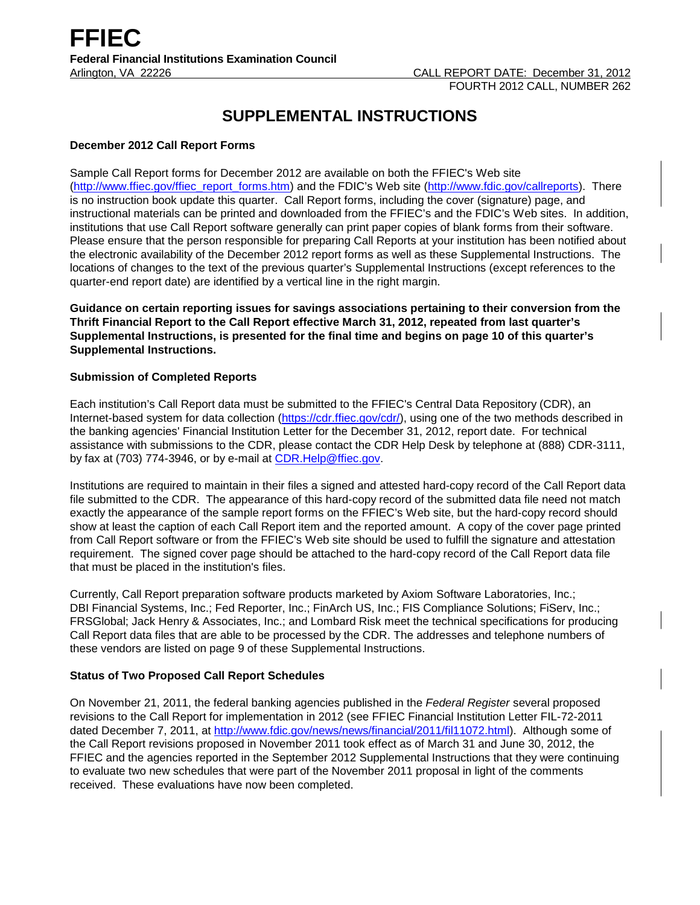# FFIEC

**Federal Financial Institutions Examination Council**

Arlington, VA 22226

CALL REPORT DATE: December 31, 2012
FOURTH 2012 CALL, NUMBER 262

## SUPPLEMENTAL INSTRUCTIONS

### December 2012 Call Report Forms

Sample Call Report forms for December 2012 are available on both the FFIEC's Web site (http://www.ffiec.gov/ffiec_report_forms.htm) and the FDIC's Web site (http://www.fdic.gov/callreports). There is no instruction book update this quarter. Call Report forms, including the cover (signature) page, and instructional materials can be printed and downloaded from the FFIEC's and the FDIC's Web sites. In addition, institutions that use Call Report software generally can print paper copies of blank forms from their software. Please ensure that the person responsible for preparing Call Reports at your institution has been notified about the electronic availability of the December 2012 report forms as well as these Supplemental Instructions. The locations of changes to the text of the previous quarter's Supplemental Instructions (except references to the quarter-end report date) are identified by a vertical line in the right margin.

**Guidance on certain reporting issues for savings associations pertaining to their conversion from the Thrift Financial Report to the Call Report effective March 31, 2012, repeated from last quarter's Supplemental Instructions, is presented for the final time and begins on page 10 of this quarter's Supplemental Instructions.**

### Submission of Completed Reports

Each institution's Call Report data must be submitted to the FFIEC's Central Data Repository (CDR), an Internet-based system for data collection (https://cdr.ffiec.gov/cdr/), using one of the two methods described in the banking agencies' Financial Institution Letter for the December 31, 2012, report date. For technical assistance with submissions to the CDR, please contact the CDR Help Desk by telephone at (888) CDR-3111, by fax at (703) 774-3946, or by e-mail at CDR.Help@ffiec.gov.

Institutions are required to maintain in their files a signed and attested hard-copy record of the Call Report data file submitted to the CDR. The appearance of this hard-copy record of the submitted data file need not match exactly the appearance of the sample report forms on the FFIEC's Web site, but the hard-copy record should show at least the caption of each Call Report item and the reported amount. A copy of the cover page printed from Call Report software or from the FFIEC's Web site should be used to fulfill the signature and attestation requirement. The signed cover page should be attached to the hard-copy record of the Call Report data file that must be placed in the institution's files.

Currently, Call Report preparation software products marketed by Axiom Software Laboratories, Inc.; DBI Financial Systems, Inc.; Fed Reporter, Inc.; FinArch US, Inc.; FIS Compliance Solutions; FiServ, Inc.; FRSGlobal; Jack Henry & Associates, Inc.; and Lombard Risk meet the technical specifications for producing Call Report data files that are able to be processed by the CDR. The addresses and telephone numbers of these vendors are listed on page 9 of these Supplemental Instructions.

### Status of Two Proposed Call Report Schedules

On November 21, 2011, the federal banking agencies published in the *Federal Register* several proposed revisions to the Call Report for implementation in 2012 (see FFIEC Financial Institution Letter FIL-72-2011 dated December 7, 2011, at http://www.fdic.gov/news/news/financial/2011/fil11072.html). Although some of the Call Report revisions proposed in November 2011 took effect as of March 31 and June 30, 2012, the FFIEC and the agencies reported in the September 2012 Supplemental Instructions that they were continuing to evaluate two new schedules that were part of the November 2011 proposal in light of the comments received. These evaluations have now been completed.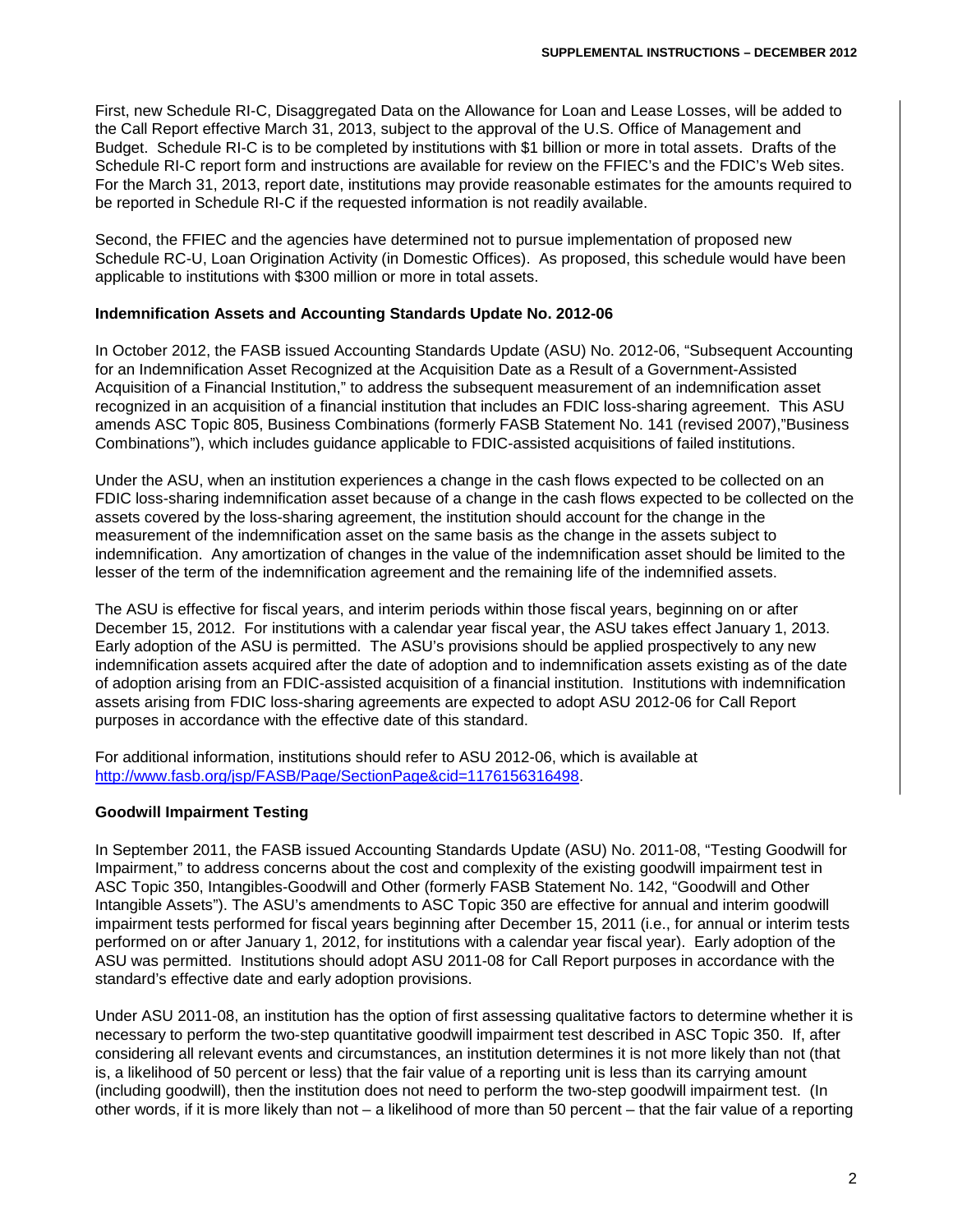First, new Schedule RI-C, Disaggregated Data on the Allowance for Loan and Lease Losses, will be added to the Call Report effective March 31, 2013, subject to the approval of the U.S. Office of Management and Budget. Schedule RI-C is to be completed by institutions with $1 billion or more in total assets. Drafts of the Schedule RI-C report form and instructions are available for review on the FFIEC's and the FDIC's Web sites. For the March 31, 2013, report date, institutions may provide reasonable estimates for the amounts required to be reported in Schedule RI-C if the requested information is not readily available.

Second, the FFIEC and the agencies have determined not to pursue implementation of proposed new Schedule RC-U, Loan Origination Activity (in Domestic Offices). As proposed, this schedule would have been applicable to institutions with $300 million or more in total assets.

**Indemnification Assets and Accounting Standards Update No. 2012-06**

In October 2012, the FASB issued Accounting Standards Update (ASU) No. 2012-06, "Subsequent Accounting for an Indemnification Asset Recognized at the Acquisition Date as a Result of a Government-Assisted Acquisition of a Financial Institution," to address the subsequent measurement of an indemnification asset recognized in an acquisition of a financial institution that includes an FDIC loss-sharing agreement. This ASU amends ASC Topic 805, Business Combinations (formerly FASB Statement No. 141 (revised 2007),"Business Combinations"), which includes guidance applicable to FDIC-assisted acquisitions of failed institutions.

Under the ASU, when an institution experiences a change in the cash flows expected to be collected on an FDIC loss-sharing indemnification asset because of a change in the cash flows expected to be collected on the assets covered by the loss-sharing agreement, the institution should account for the change in the measurement of the indemnification asset on the same basis as the change in the assets subject to indemnification. Any amortization of changes in the value of the indemnification asset should be limited to the lesser of the term of the indemnification agreement and the remaining life of the indemnified assets.

The ASU is effective for fiscal years, and interim periods within those fiscal years, beginning on or after December 15, 2012. For institutions with a calendar year fiscal year, the ASU takes effect January 1, 2013. Early adoption of the ASU is permitted. The ASU's provisions should be applied prospectively to any new indemnification assets acquired after the date of adoption and to indemnification assets existing as of the date of adoption arising from an FDIC-assisted acquisition of a financial institution. Institutions with indemnification assets arising from FDIC loss-sharing agreements are expected to adopt ASU 2012-06 for Call Report purposes in accordance with the effective date of this standard.

For additional information, institutions should refer to ASU 2012-06, which is available at [http://www.fasb.org/jsp/FASB/Page/SectionPage&cid=1176156316498](http://www.fasb.org/jsp/FASB/Page/SectionPage&cid=1176156316498).

**Goodwill Impairment Testing**

In September 2011, the FASB issued Accounting Standards Update (ASU) No. 2011-08, "Testing Goodwill for Impairment," to address concerns about the cost and complexity of the existing goodwill impairment test in ASC Topic 350, Intangibles-Goodwill and Other (formerly FASB Statement No. 142, "Goodwill and Other Intangible Assets"). The ASU's amendments to ASC Topic 350 are effective for annual and interim goodwill impairment tests performed for fiscal years beginning after December 15, 2011 (i.e., for annual or interim tests performed on or after January 1, 2012, for institutions with a calendar year fiscal year). Early adoption of the ASU was permitted. Institutions should adopt ASU 2011-08 for Call Report purposes in accordance with the standard's effective date and early adoption provisions.

Under ASU 2011-08, an institution has the option of first assessing qualitative factors to determine whether it is necessary to perform the two-step quantitative goodwill impairment test described in ASC Topic 350. If, after considering all relevant events and circumstances, an institution determines it is not more likely than not (that is, a likelihood of 50 percent or less) that the fair value of a reporting unit is less than its carrying amount (including goodwill), then the institution does not need to perform the two-step goodwill impairment test. (In other words, if it is more likely than not – a likelihood of more than 50 percent – that the fair value of a reporting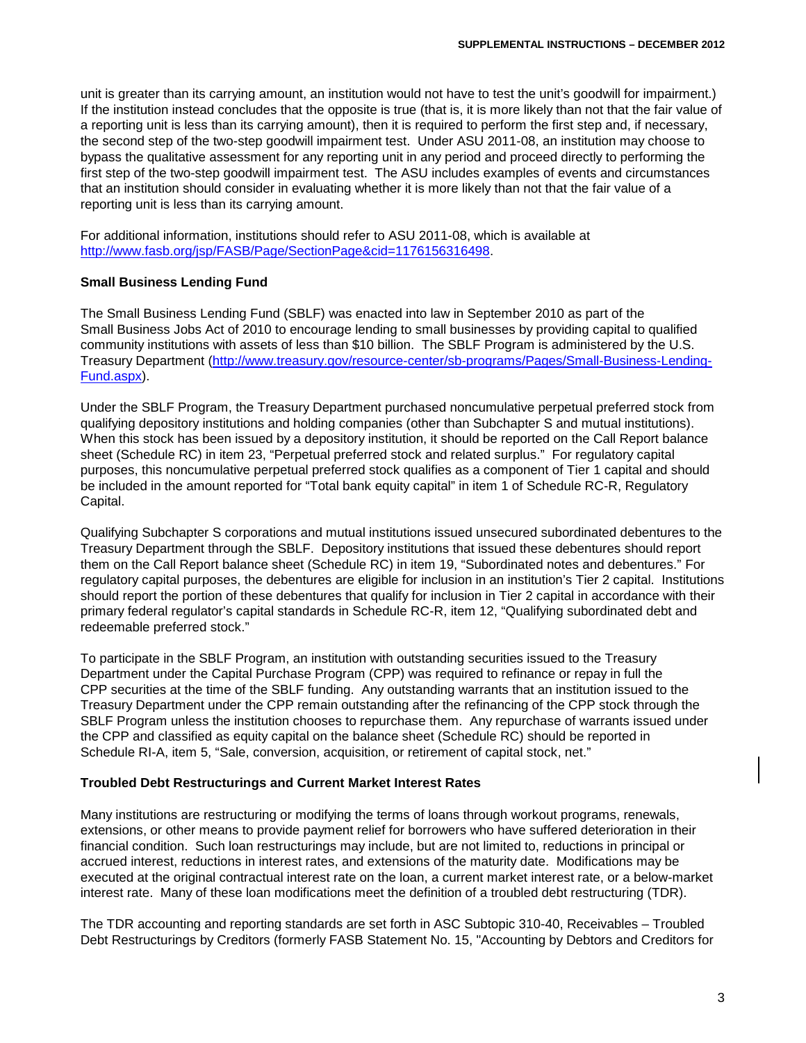unit is greater than its carrying amount, an institution would not have to test the unit's goodwill for impairment.) If the institution instead concludes that the opposite is true (that is, it is more likely than not that the fair value of a reporting unit is less than its carrying amount), then it is required to perform the first step and, if necessary, the second step of the two-step goodwill impairment test. Under ASU 2011-08, an institution may choose to bypass the qualitative assessment for any reporting unit in any period and proceed directly to performing the first step of the two-step goodwill impairment test. The ASU includes examples of events and circumstances that an institution should consider in evaluating whether it is more likely than not that the fair value of a reporting unit is less than its carrying amount.

For additional information, institutions should refer to ASU 2011-08, which is available at http://www.fasb.org/jsp/FASB/Page/SectionPage&cid=1176156316498.

### Small Business Lending Fund

The Small Business Lending Fund (SBLF) was enacted into law in September 2010 as part of the Small Business Jobs Act of 2010 to encourage lending to small businesses by providing capital to qualified community institutions with assets of less than $10 billion. The SBLF Program is administered by the U.S. Treasury Department (http://www.treasury.gov/resource-center/sb-programs/Pages/Small-Business-Lending-Fund.aspx).

Under the SBLF Program, the Treasury Department purchased noncumulative perpetual preferred stock from qualifying depository institutions and holding companies (other than Subchapter S and mutual institutions). When this stock has been issued by a depository institution, it should be reported on the Call Report balance sheet (Schedule RC) in item 23, "Perpetual preferred stock and related surplus." For regulatory capital purposes, this noncumulative perpetual preferred stock qualifies as a component of Tier 1 capital and should be included in the amount reported for "Total bank equity capital" in item 1 of Schedule RC-R, Regulatory Capital.

Qualifying Subchapter S corporations and mutual institutions issued unsecured subordinated debentures to the Treasury Department through the SBLF. Depository institutions that issued these debentures should report them on the Call Report balance sheet (Schedule RC) in item 19, "Subordinated notes and debentures." For regulatory capital purposes, the debentures are eligible for inclusion in an institution's Tier 2 capital. Institutions should report the portion of these debentures that qualify for inclusion in Tier 2 capital in accordance with their primary federal regulator's capital standards in Schedule RC-R, item 12, "Qualifying subordinated debt and redeemable preferred stock."

To participate in the SBLF Program, an institution with outstanding securities issued to the Treasury Department under the Capital Purchase Program (CPP) was required to refinance or repay in full the CPP securities at the time of the SBLF funding. Any outstanding warrants that an institution issued to the Treasury Department under the CPP remain outstanding after the refinancing of the CPP stock through the SBLF Program unless the institution chooses to repurchase them. Any repurchase of warrants issued under the CPP and classified as equity capital on the balance sheet (Schedule RC) should be reported in Schedule RI-A, item 5, "Sale, conversion, acquisition, or retirement of capital stock, net."

### Troubled Debt Restructurings and Current Market Interest Rates

Many institutions are restructuring or modifying the terms of loans through workout programs, renewals, extensions, or other means to provide payment relief for borrowers who have suffered deterioration in their financial condition. Such loan restructurings may include, but are not limited to, reductions in principal or accrued interest, reductions in interest rates, and extensions of the maturity date. Modifications may be executed at the original contractual interest rate on the loan, a current market interest rate, or a below-market interest rate. Many of these loan modifications meet the definition of a troubled debt restructuring (TDR).

The TDR accounting and reporting standards are set forth in ASC Subtopic 310-40, Receivables – Troubled Debt Restructurings by Creditors (formerly FASB Statement No. 15, "Accounting by Debtors and Creditors for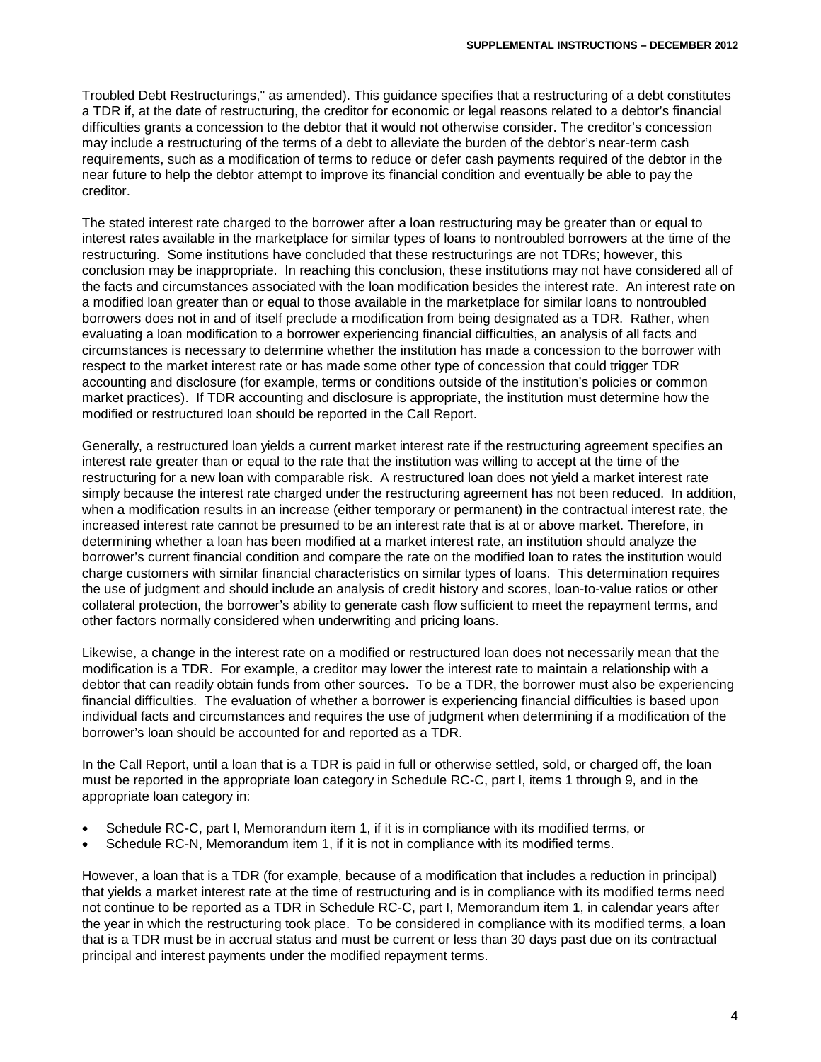Troubled Debt Restructurings," as amended). This guidance specifies that a restructuring of a debt constitutes a TDR if, at the date of restructuring, the creditor for economic or legal reasons related to a debtor's financial difficulties grants a concession to the debtor that it would not otherwise consider. The creditor's concession may include a restructuring of the terms of a debt to alleviate the burden of the debtor's near-term cash requirements, such as a modification of terms to reduce or defer cash payments required of the debtor in the near future to help the debtor attempt to improve its financial condition and eventually be able to pay the creditor.

The stated interest rate charged to the borrower after a loan restructuring may be greater than or equal to interest rates available in the marketplace for similar types of loans to nontroubled borrowers at the time of the restructuring. Some institutions have concluded that these restructurings are not TDRs; however, this conclusion may be inappropriate. In reaching this conclusion, these institutions may not have considered all of the facts and circumstances associated with the loan modification besides the interest rate. An interest rate on a modified loan greater than or equal to those available in the marketplace for similar loans to nontroubled borrowers does not in and of itself preclude a modification from being designated as a TDR. Rather, when evaluating a loan modification to a borrower experiencing financial difficulties, an analysis of all facts and circumstances is necessary to determine whether the institution has made a concession to the borrower with respect to the market interest rate or has made some other type of concession that could trigger TDR accounting and disclosure (for example, terms or conditions outside of the institution's policies or common market practices). If TDR accounting and disclosure is appropriate, the institution must determine how the modified or restructured loan should be reported in the Call Report.

Generally, a restructured loan yields a current market interest rate if the restructuring agreement specifies an interest rate greater than or equal to the rate that the institution was willing to accept at the time of the restructuring for a new loan with comparable risk. A restructured loan does not yield a market interest rate simply because the interest rate charged under the restructuring agreement has not been reduced. In addition, when a modification results in an increase (either temporary or permanent) in the contractual interest rate, the increased interest rate cannot be presumed to be an interest rate that is at or above market. Therefore, in determining whether a loan has been modified at a market interest rate, an institution should analyze the borrower's current financial condition and compare the rate on the modified loan to rates the institution would charge customers with similar financial characteristics on similar types of loans. This determination requires the use of judgment and should include an analysis of credit history and scores, loan-to-value ratios or other collateral protection, the borrower's ability to generate cash flow sufficient to meet the repayment terms, and other factors normally considered when underwriting and pricing loans.

Likewise, a change in the interest rate on a modified or restructured loan does not necessarily mean that the modification is a TDR. For example, a creditor may lower the interest rate to maintain a relationship with a debtor that can readily obtain funds from other sources. To be a TDR, the borrower must also be experiencing financial difficulties. The evaluation of whether a borrower is experiencing financial difficulties is based upon individual facts and circumstances and requires the use of judgment when determining if a modification of the borrower's loan should be accounted for and reported as a TDR.

In the Call Report, until a loan that is a TDR is paid in full or otherwise settled, sold, or charged off, the loan must be reported in the appropriate loan category in Schedule RC-C, part I, items 1 through 9, and in the appropriate loan category in:

- Schedule RC-C, part I, Memorandum item 1, if it is in compliance with its modified terms, or
- Schedule RC-N, Memorandum item 1, if it is not in compliance with its modified terms.

However, a loan that is a TDR (for example, because of a modification that includes a reduction in principal) that yields a market interest rate at the time of restructuring and is in compliance with its modified terms need not continue to be reported as a TDR in Schedule RC-C, part I, Memorandum item 1, in calendar years after the year in which the restructuring took place. To be considered in compliance with its modified terms, a loan that is a TDR must be in accrual status and must be current or less than 30 days past due on its contractual principal and interest payments under the modified repayment terms.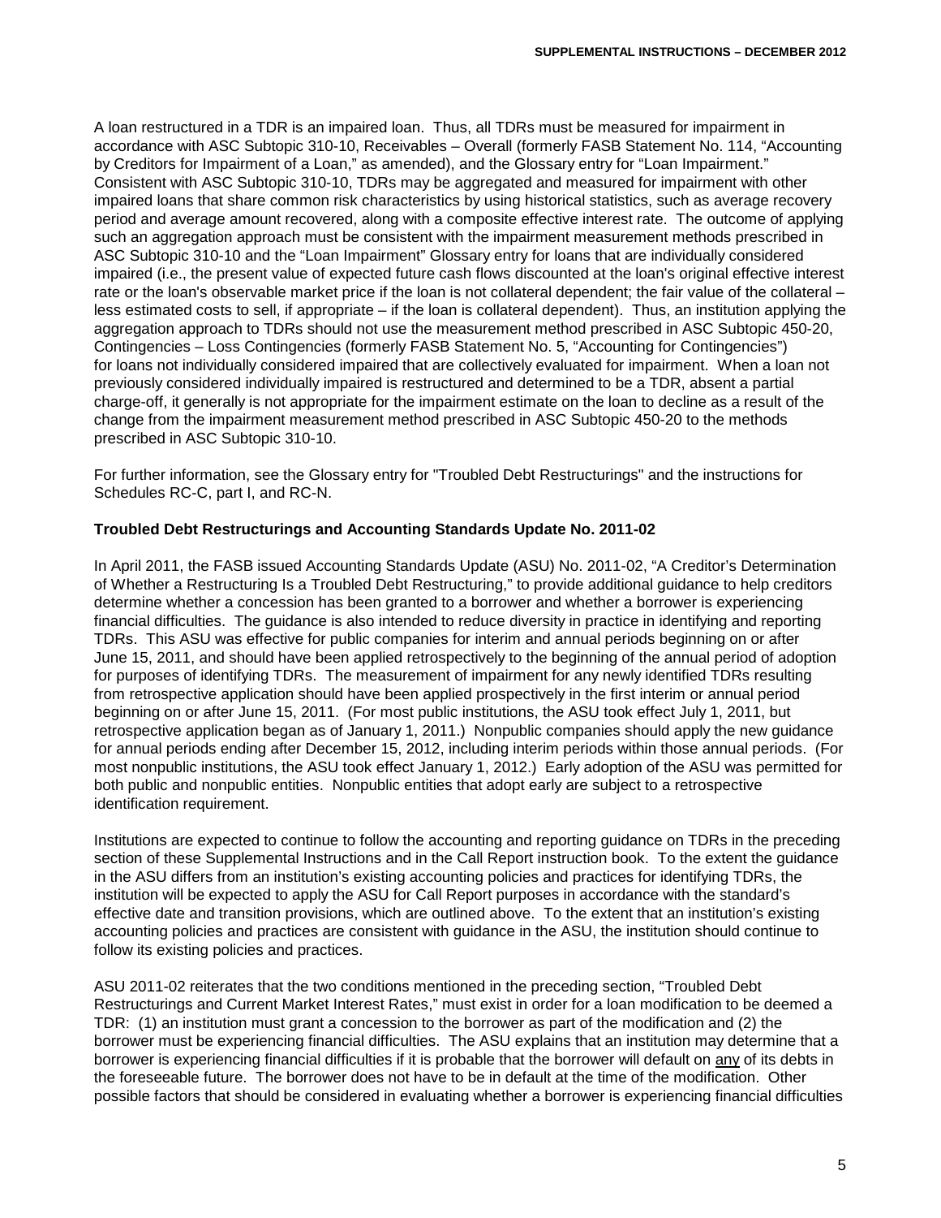A loan restructured in a TDR is an impaired loan. Thus, all TDRs must be measured for impairment in accordance with ASC Subtopic 310-10, Receivables – Overall (formerly FASB Statement No. 114, "Accounting by Creditors for Impairment of a Loan," as amended), and the Glossary entry for "Loan Impairment." Consistent with ASC Subtopic 310-10, TDRs may be aggregated and measured for impairment with other impaired loans that share common risk characteristics by using historical statistics, such as average recovery period and average amount recovered, along with a composite effective interest rate. The outcome of applying such an aggregation approach must be consistent with the impairment measurement methods prescribed in ASC Subtopic 310-10 and the "Loan Impairment" Glossary entry for loans that are individually considered impaired (i.e., the present value of expected future cash flows discounted at the loan's original effective interest rate or the loan's observable market price if the loan is not collateral dependent; the fair value of the collateral – less estimated costs to sell, if appropriate – if the loan is collateral dependent). Thus, an institution applying the aggregation approach to TDRs should not use the measurement method prescribed in ASC Subtopic 450-20, Contingencies – Loss Contingencies (formerly FASB Statement No. 5, "Accounting for Contingencies") for loans not individually considered impaired that are collectively evaluated for impairment. When a loan not previously considered individually impaired is restructured and determined to be a TDR, absent a partial charge-off, it generally is not appropriate for the impairment estimate on the loan to decline as a result of the change from the impairment measurement method prescribed in ASC Subtopic 450-20 to the methods prescribed in ASC Subtopic 310-10.

For further information, see the Glossary entry for "Troubled Debt Restructurings" and the instructions for Schedules RC-C, part I, and RC-N.

**Troubled Debt Restructurings and Accounting Standards Update No. 2011-02**

In April 2011, the FASB issued Accounting Standards Update (ASU) No. 2011-02, "A Creditor's Determination of Whether a Restructuring Is a Troubled Debt Restructuring," to provide additional guidance to help creditors determine whether a concession has been granted to a borrower and whether a borrower is experiencing financial difficulties. The guidance is also intended to reduce diversity in practice in identifying and reporting TDRs. This ASU was effective for public companies for interim and annual periods beginning on or after June 15, 2011, and should have been applied retrospectively to the beginning of the annual period of adoption for purposes of identifying TDRs. The measurement of impairment for any newly identified TDRs resulting from retrospective application should have been applied prospectively in the first interim or annual period beginning on or after June 15, 2011. (For most public institutions, the ASU took effect July 1, 2011, but retrospective application began as of January 1, 2011.) Nonpublic companies should apply the new guidance for annual periods ending after December 15, 2012, including interim periods within those annual periods. (For most nonpublic institutions, the ASU took effect January 1, 2012.) Early adoption of the ASU was permitted for both public and nonpublic entities. Nonpublic entities that adopt early are subject to a retrospective identification requirement.

Institutions are expected to continue to follow the accounting and reporting guidance on TDRs in the preceding section of these Supplemental Instructions and in the Call Report instruction book. To the extent the guidance in the ASU differs from an institution's existing accounting policies and practices for identifying TDRs, the institution will be expected to apply the ASU for Call Report purposes in accordance with the standard's effective date and transition provisions, which are outlined above. To the extent that an institution's existing accounting policies and practices are consistent with guidance in the ASU, the institution should continue to follow its existing policies and practices.

ASU 2011-02 reiterates that the two conditions mentioned in the preceding section, "Troubled Debt Restructurings and Current Market Interest Rates," must exist in order for a loan modification to be deemed a TDR: (1) an institution must grant a concession to the borrower as part of the modification and (2) the borrower must be experiencing financial difficulties. The ASU explains that an institution may determine that a borrower is experiencing financial difficulties if it is probable that the borrower will default on <u>any</u> of its debts in the foreseeable future. The borrower does not have to be in default at the time of the modification. Other possible factors that should be considered in evaluating whether a borrower is experiencing financial difficulties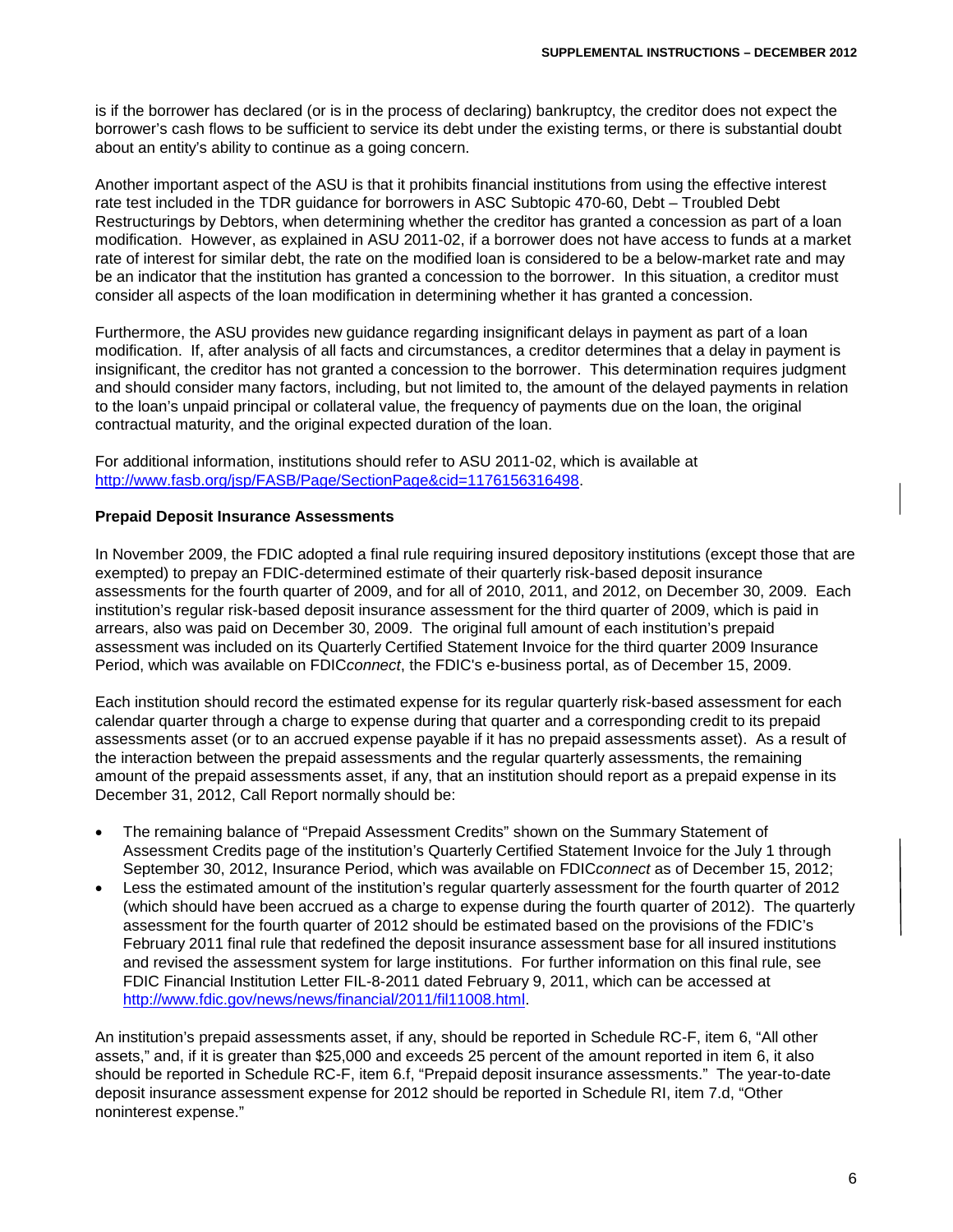is if the borrower has declared (or is in the process of declaring) bankruptcy, the creditor does not expect the borrower's cash flows to be sufficient to service its debt under the existing terms, or there is substantial doubt about an entity's ability to continue as a going concern.

Another important aspect of the ASU is that it prohibits financial institutions from using the effective interest rate test included in the TDR guidance for borrowers in ASC Subtopic 470-60, Debt – Troubled Debt Restructurings by Debtors, when determining whether the creditor has granted a concession as part of a loan modification. However, as explained in ASU 2011-02, if a borrower does not have access to funds at a market rate of interest for similar debt, the rate on the modified loan is considered to be a below-market rate and may be an indicator that the institution has granted a concession to the borrower. In this situation, a creditor must consider all aspects of the loan modification in determining whether it has granted a concession.

Furthermore, the ASU provides new guidance regarding insignificant delays in payment as part of a loan modification. If, after analysis of all facts and circumstances, a creditor determines that a delay in payment is insignificant, the creditor has not granted a concession to the borrower. This determination requires judgment and should consider many factors, including, but not limited to, the amount of the delayed payments in relation to the loan's unpaid principal or collateral value, the frequency of payments due on the loan, the original contractual maturity, and the original expected duration of the loan.

For additional information, institutions should refer to ASU 2011-02, which is available at http://www.fasb.org/jsp/FASB/Page/SectionPage&cid=1176156316498.

**Prepaid Deposit Insurance Assessments**

In November 2009, the FDIC adopted a final rule requiring insured depository institutions (except those that are exempted) to prepay an FDIC-determined estimate of their quarterly risk-based deposit insurance assessments for the fourth quarter of 2009, and for all of 2010, 2011, and 2012, on December 30, 2009. Each institution's regular risk-based deposit insurance assessment for the third quarter of 2009, which is paid in arrears, also was paid on December 30, 2009. The original full amount of each institution's prepaid assessment was included on its Quarterly Certified Statement Invoice for the third quarter 2009 Insurance Period, which was available on FDIC*connect*, the FDIC's e-business portal, as of December 15, 2009.

Each institution should record the estimated expense for its regular quarterly risk-based assessment for each calendar quarter through a charge to expense during that quarter and a corresponding credit to its prepaid assessments asset (or to an accrued expense payable if it has no prepaid assessments asset). As a result of the interaction between the prepaid assessments and the regular quarterly assessments, the remaining amount of the prepaid assessments asset, if any, that an institution should report as a prepaid expense in its December 31, 2012, Call Report normally should be:

- The remaining balance of "Prepaid Assessment Credits" shown on the Summary Statement of Assessment Credits page of the institution's Quarterly Certified Statement Invoice for the July 1 through September 30, 2012, Insurance Period, which was available on FDIC*connect* as of December 15, 2012;
- Less the estimated amount of the institution's regular quarterly assessment for the fourth quarter of 2012 (which should have been accrued as a charge to expense during the fourth quarter of 2012). The quarterly assessment for the fourth quarter of 2012 should be estimated based on the provisions of the FDIC's February 2011 final rule that redefined the deposit insurance assessment base for all insured institutions and revised the assessment system for large institutions. For further information on this final rule, see FDIC Financial Institution Letter FIL-8-2011 dated February 9, 2011, which can be accessed at http://www.fdic.gov/news/news/financial/2011/fil11008.html.

An institution's prepaid assessments asset, if any, should be reported in Schedule RC-F, item 6, "All other assets," and, if it is greater than $25,000 and exceeds 25 percent of the amount reported in item 6, it also should be reported in Schedule RC-F, item 6.f, "Prepaid deposit insurance assessments." The year-to-date deposit insurance assessment expense for 2012 should be reported in Schedule RI, item 7.d, "Other noninterest expense."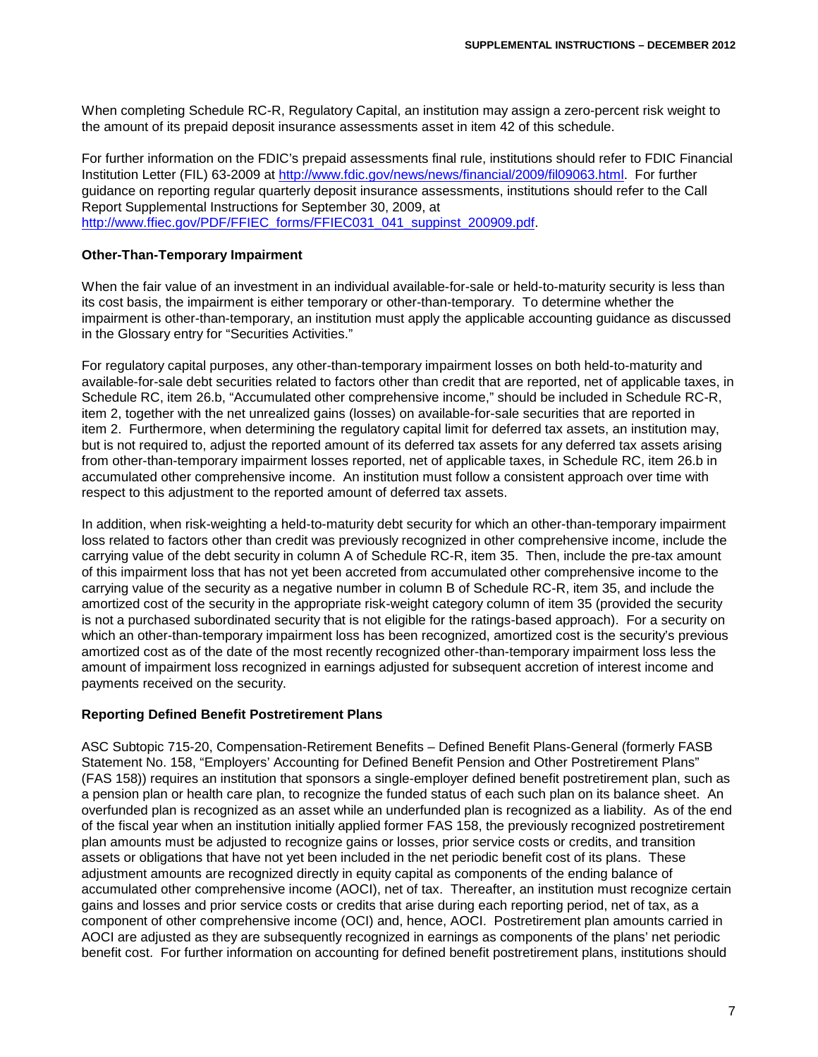When completing Schedule RC-R, Regulatory Capital, an institution may assign a zero-percent risk weight to the amount of its prepaid deposit insurance assessments asset in item 42 of this schedule.

For further information on the FDIC's prepaid assessments final rule, institutions should refer to FDIC Financial Institution Letter (FIL) 63-2009 at http://www.fdic.gov/news/news/financial/2009/fil09063.html. For further guidance on reporting regular quarterly deposit insurance assessments, institutions should refer to the Call Report Supplemental Instructions for September 30, 2009, at http://www.ffiec.gov/PDF/FFIEC_forms/FFIEC031_041_suppinst_200909.pdf.

**Other-Than-Temporary Impairment**

When the fair value of an investment in an individual available-for-sale or held-to-maturity security is less than its cost basis, the impairment is either temporary or other-than-temporary. To determine whether the impairment is other-than-temporary, an institution must apply the applicable accounting guidance as discussed in the Glossary entry for "Securities Activities."

For regulatory capital purposes, any other-than-temporary impairment losses on both held-to-maturity and available-for-sale debt securities related to factors other than credit that are reported, net of applicable taxes, in Schedule RC, item 26.b, "Accumulated other comprehensive income," should be included in Schedule RC-R, item 2, together with the net unrealized gains (losses) on available-for-sale securities that are reported in item 2. Furthermore, when determining the regulatory capital limit for deferred tax assets, an institution may, but is not required to, adjust the reported amount of its deferred tax assets for any deferred tax assets arising from other-than-temporary impairment losses reported, net of applicable taxes, in Schedule RC, item 26.b in accumulated other comprehensive income. An institution must follow a consistent approach over time with respect to this adjustment to the reported amount of deferred tax assets.

In addition, when risk-weighting a held-to-maturity debt security for which an other-than-temporary impairment loss related to factors other than credit was previously recognized in other comprehensive income, include the carrying value of the debt security in column A of Schedule RC-R, item 35. Then, include the pre-tax amount of this impairment loss that has not yet been accreted from accumulated other comprehensive income to the carrying value of the security as a negative number in column B of Schedule RC-R, item 35, and include the amortized cost of the security in the appropriate risk-weight category column of item 35 (provided the security is not a purchased subordinated security that is not eligible for the ratings-based approach). For a security on which an other-than-temporary impairment loss has been recognized, amortized cost is the security's previous amortized cost as of the date of the most recently recognized other-than-temporary impairment loss less the amount of impairment loss recognized in earnings adjusted for subsequent accretion of interest income and payments received on the security.

**Reporting Defined Benefit Postretirement Plans**

ASC Subtopic 715-20, Compensation-Retirement Benefits – Defined Benefit Plans-General (formerly FASB Statement No. 158, "Employers' Accounting for Defined Benefit Pension and Other Postretirement Plans" (FAS 158)) requires an institution that sponsors a single-employer defined benefit postretirement plan, such as a pension plan or health care plan, to recognize the funded status of each such plan on its balance sheet. An overfunded plan is recognized as an asset while an underfunded plan is recognized as a liability. As of the end of the fiscal year when an institution initially applied former FAS 158, the previously recognized postretirement plan amounts must be adjusted to recognize gains or losses, prior service costs or credits, and transition assets or obligations that have not yet been included in the net periodic benefit cost of its plans. These adjustment amounts are recognized directly in equity capital as components of the ending balance of accumulated other comprehensive income (AOCI), net of tax. Thereafter, an institution must recognize certain gains and losses and prior service costs or credits that arise during each reporting period, net of tax, as a component of other comprehensive income (OCI) and, hence, AOCI. Postretirement plan amounts carried in AOCI are adjusted as they are subsequently recognized in earnings as components of the plans' net periodic benefit cost. For further information on accounting for defined benefit postretirement plans, institutions should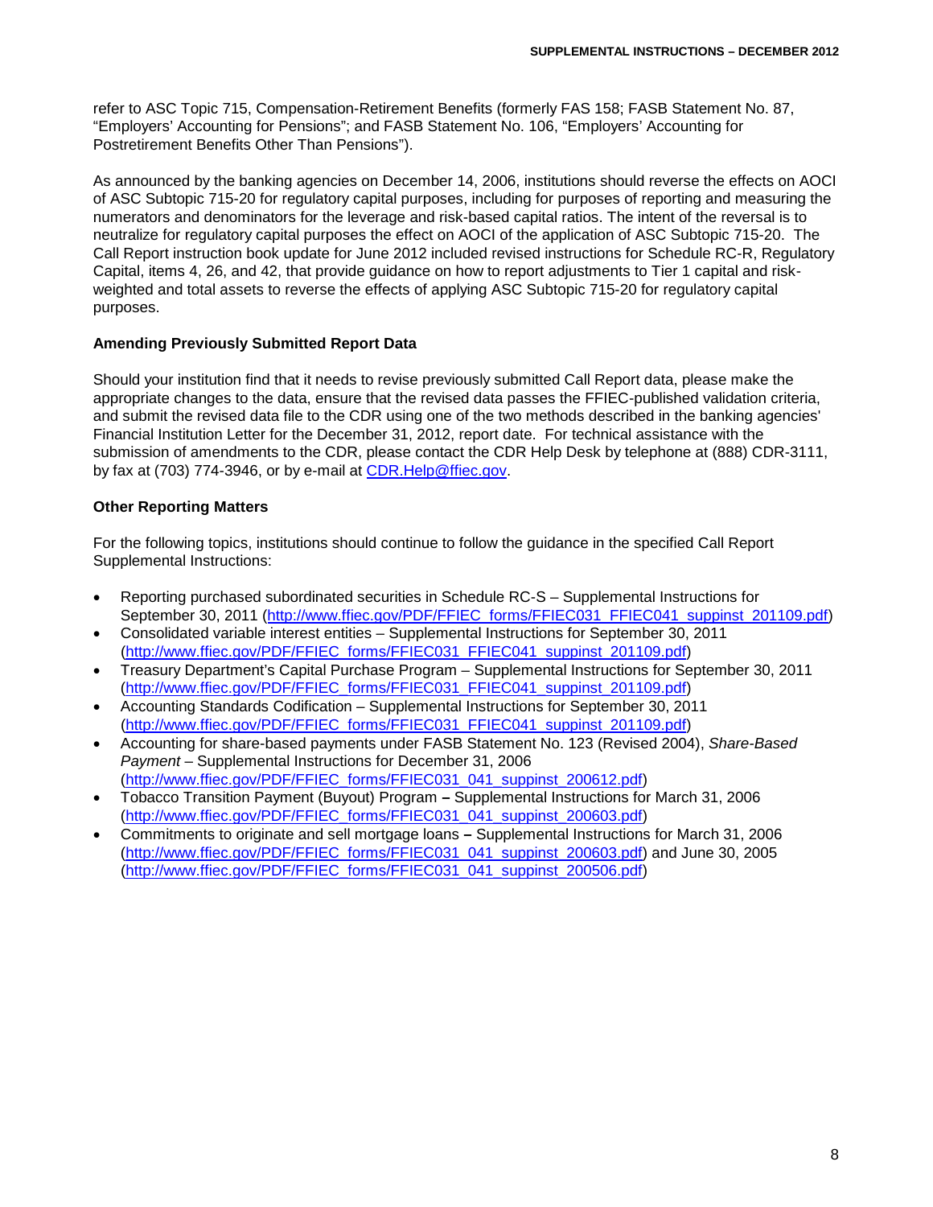refer to ASC Topic 715, Compensation-Retirement Benefits (formerly FAS 158; FASB Statement No. 87, "Employers' Accounting for Pensions"; and FASB Statement No. 106, "Employers' Accounting for Postretirement Benefits Other Than Pensions").

As announced by the banking agencies on December 14, 2006, institutions should reverse the effects on AOCI of ASC Subtopic 715-20 for regulatory capital purposes, including for purposes of reporting and measuring the numerators and denominators for the leverage and risk-based capital ratios. The intent of the reversal is to neutralize for regulatory capital purposes the effect on AOCI of the application of ASC Subtopic 715-20. The Call Report instruction book update for June 2012 included revised instructions for Schedule RC-R, Regulatory Capital, items 4, 26, and 42, that provide guidance on how to report adjustments to Tier 1 capital and risk-weighted and total assets to reverse the effects of applying ASC Subtopic 715-20 for regulatory capital purposes.

**Amending Previously Submitted Report Data**

Should your institution find that it needs to revise previously submitted Call Report data, please make the appropriate changes to the data, ensure that the revised data passes the FFIEC-published validation criteria, and submit the revised data file to the CDR using one of the two methods described in the banking agencies' Financial Institution Letter for the December 31, 2012, report date. For technical assistance with the submission of amendments to the CDR, please contact the CDR Help Desk by telephone at (888) CDR-3111, by fax at (703) 774-3946, or by e-mail at CDR.Help@ffiec.gov.

**Other Reporting Matters**

For the following topics, institutions should continue to follow the guidance in the specified Call Report Supplemental Instructions:

- Reporting purchased subordinated securities in Schedule RC-S – Supplemental Instructions for September 30, 2011 (http://www.ffiec.gov/PDF/FFIEC_forms/FFIEC031_FFIEC041_suppinst_201109.pdf)
- Consolidated variable interest entities – Supplemental Instructions for September 30, 2011 (http://www.ffiec.gov/PDF/FFIEC_forms/FFIEC031_FFIEC041_suppinst_201109.pdf)
- Treasury Department's Capital Purchase Program – Supplemental Instructions for September 30, 2011 (http://www.ffiec.gov/PDF/FFIEC_forms/FFIEC031_FFIEC041_suppinst_201109.pdf)
- Accounting Standards Codification – Supplemental Instructions for September 30, 2011 (http://www.ffiec.gov/PDF/FFIEC_forms/FFIEC031_FFIEC041_suppinst_201109.pdf)
- Accounting for share-based payments under FASB Statement No. 123 (Revised 2004), *Share-Based Payment* – Supplemental Instructions for December 31, 2006 (http://www.ffiec.gov/PDF/FFIEC_forms/FFIEC031_041_suppinst_200612.pdf)
- Tobacco Transition Payment (Buyout) Program **–** Supplemental Instructions for March 31, 2006 (http://www.ffiec.gov/PDF/FFIEC_forms/FFIEC031_041_suppinst_200603.pdf)
- Commitments to originate and sell mortgage loans **–** Supplemental Instructions for March 31, 2006 (http://www.ffiec.gov/PDF/FFIEC_forms/FFIEC031_041_suppinst_200603.pdf) and June 30, 2005 (http://www.ffiec.gov/PDF/FFIEC_forms/FFIEC031_041_suppinst_200506.pdf)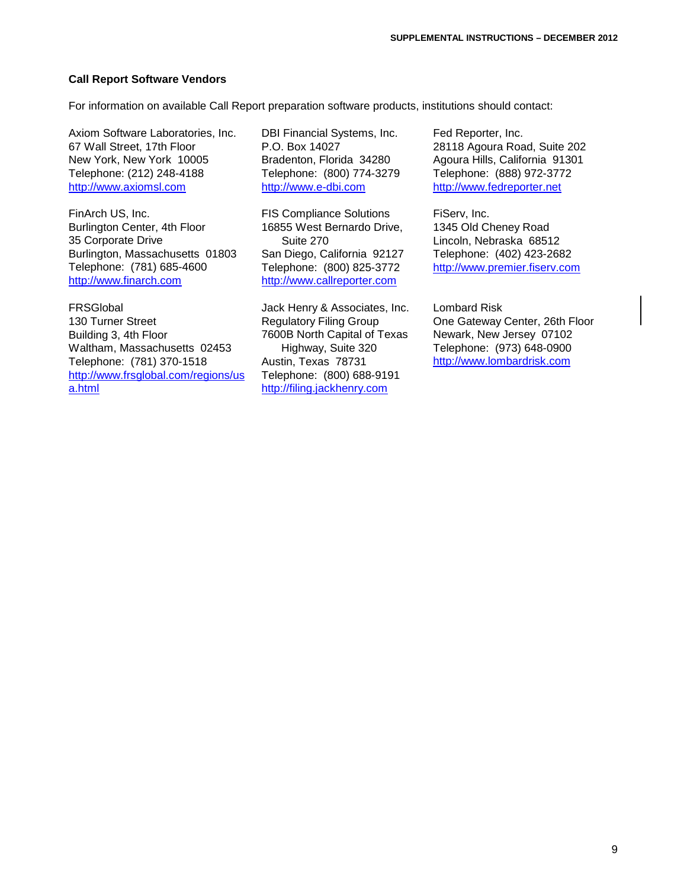### Call Report Software Vendors

For information on available Call Report preparation software products, institutions should contact:

Axiom Software Laboratories, Inc.
67 Wall Street, 17th Floor
New York, New York 10005
Telephone: (212) 248-4188
http://www.axiomsl.com

DBI Financial Systems, Inc.
P.O. Box 14027
Bradenton, Florida 34280
Telephone: (800) 774-3279
http://www.e-dbi.com

Fed Reporter, Inc.
28118 Agoura Road, Suite 202
Agoura Hills, California 91301
Telephone: (888) 972-3772
http://www.fedreporter.net

FinArch US, Inc.
Burlington Center, 4th Floor
35 Corporate Drive
Burlington, Massachusetts 01803
Telephone: (781) 685-4600
http://www.finarch.com

FIS Compliance Solutions
16855 West Bernardo Drive, Suite 270
San Diego, California 92127
Telephone: (800) 825-3772
http://www.callreporter.com

FiServ, Inc.
1345 Old Cheney Road
Lincoln, Nebraska 68512
Telephone: (402) 423-2682
http://www.premier.fiserv.com

FRSGlobal
130 Turner Street
Building 3, 4th Floor
Waltham, Massachusetts 02453
Telephone: (781) 370-1518
http://www.frsglobal.com/regions/usa.html

Jack Henry & Associates, Inc.
Regulatory Filing Group
7600B North Capital of Texas Highway, Suite 320
Austin, Texas 78731
Telephone: (800) 688-9191
http://filing.jackhenry.com

Lombard Risk
One Gateway Center, 26th Floor
Newark, New Jersey 07102
Telephone: (973) 648-0900
http://www.lombardrisk.com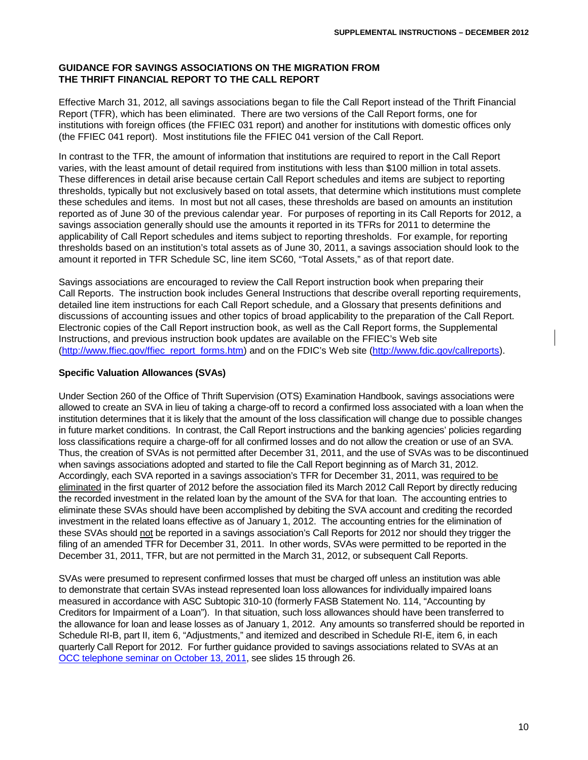### GUIDANCE FOR SAVINGS ASSOCIATIONS ON THE MIGRATION FROM THE THRIFT FINANCIAL REPORT TO THE CALL REPORT

Effective March 31, 2012, all savings associations began to file the Call Report instead of the Thrift Financial Report (TFR), which has been eliminated. There are two versions of the Call Report forms, one for institutions with foreign offices (the FFIEC 031 report) and another for institutions with domestic offices only (the FFIEC 041 report). Most institutions file the FFIEC 041 version of the Call Report.

In contrast to the TFR, the amount of information that institutions are required to report in the Call Report varies, with the least amount of detail required from institutions with less than $100 million in total assets. These differences in detail arise because certain Call Report schedules and items are subject to reporting thresholds, typically but not exclusively based on total assets, that determine which institutions must complete these schedules and items. In most but not all cases, these thresholds are based on amounts an institution reported as of June 30 of the previous calendar year. For purposes of reporting in its Call Reports for 2012, a savings association generally should use the amounts it reported in its TFRs for 2011 to determine the applicability of Call Report schedules and items subject to reporting thresholds. For example, for reporting thresholds based on an institution's total assets as of June 30, 2011, a savings association should look to the amount it reported in TFR Schedule SC, line item SC60, "Total Assets," as of that report date.

Savings associations are encouraged to review the Call Report instruction book when preparing their Call Reports. The instruction book includes General Instructions that describe overall reporting requirements, detailed line item instructions for each Call Report schedule, and a Glossary that presents definitions and discussions of accounting issues and other topics of broad applicability to the preparation of the Call Report. Electronic copies of the Call Report instruction book, as well as the Call Report forms, the Supplemental Instructions, and previous instruction book updates are available on the FFIEC's Web site (http://www.ffiec.gov/ffiec_report_forms.htm) and on the FDIC's Web site (http://www.fdic.gov/callreports).

#### Specific Valuation Allowances (SVAs)

Under Section 260 of the Office of Thrift Supervision (OTS) Examination Handbook, savings associations were allowed to create an SVA in lieu of taking a charge-off to record a confirmed loss associated with a loan when the institution determines that it is likely that the amount of the loss classification will change due to possible changes in future market conditions. In contrast, the Call Report instructions and the banking agencies' policies regarding loss classifications require a charge-off for all confirmed losses and do not allow the creation or use of an SVA. Thus, the creation of SVAs is not permitted after December 31, 2011, and the use of SVAs was to be discontinued when savings associations adopted and started to file the Call Report beginning as of March 31, 2012. Accordingly, each SVA reported in a savings association's TFR for December 31, 2011, was required to be eliminated in the first quarter of 2012 before the association filed its March 2012 Call Report by directly reducing the recorded investment in the related loan by the amount of the SVA for that loan. The accounting entries to eliminate these SVAs should have been accomplished by debiting the SVA account and crediting the recorded investment in the related loans effective as of January 1, 2012. The accounting entries for the elimination of these SVAs should not be reported in a savings association's Call Reports for 2012 nor should they trigger the filing of an amended TFR for December 31, 2011. In other words, SVAs were permitted to be reported in the December 31, 2011, TFR, but are not permitted in the March 31, 2012, or subsequent Call Reports.

SVAs were presumed to represent confirmed losses that must be charged off unless an institution was able to demonstrate that certain SVAs instead represented loan loss allowances for individually impaired loans measured in accordance with ASC Subtopic 310-10 (formerly FASB Statement No. 114, "Accounting by Creditors for Impairment of a Loan"). In that situation, such loss allowances should have been transferred to the allowance for loan and lease losses as of January 1, 2012. Any amounts so transferred should be reported in Schedule RI-B, part II, item 6, "Adjustments," and itemized and described in Schedule RI-E, item 6, in each quarterly Call Report for 2012. For further guidance provided to savings associations related to SVAs at an OCC telephone seminar on October 13, 2011, see slides 15 through 26.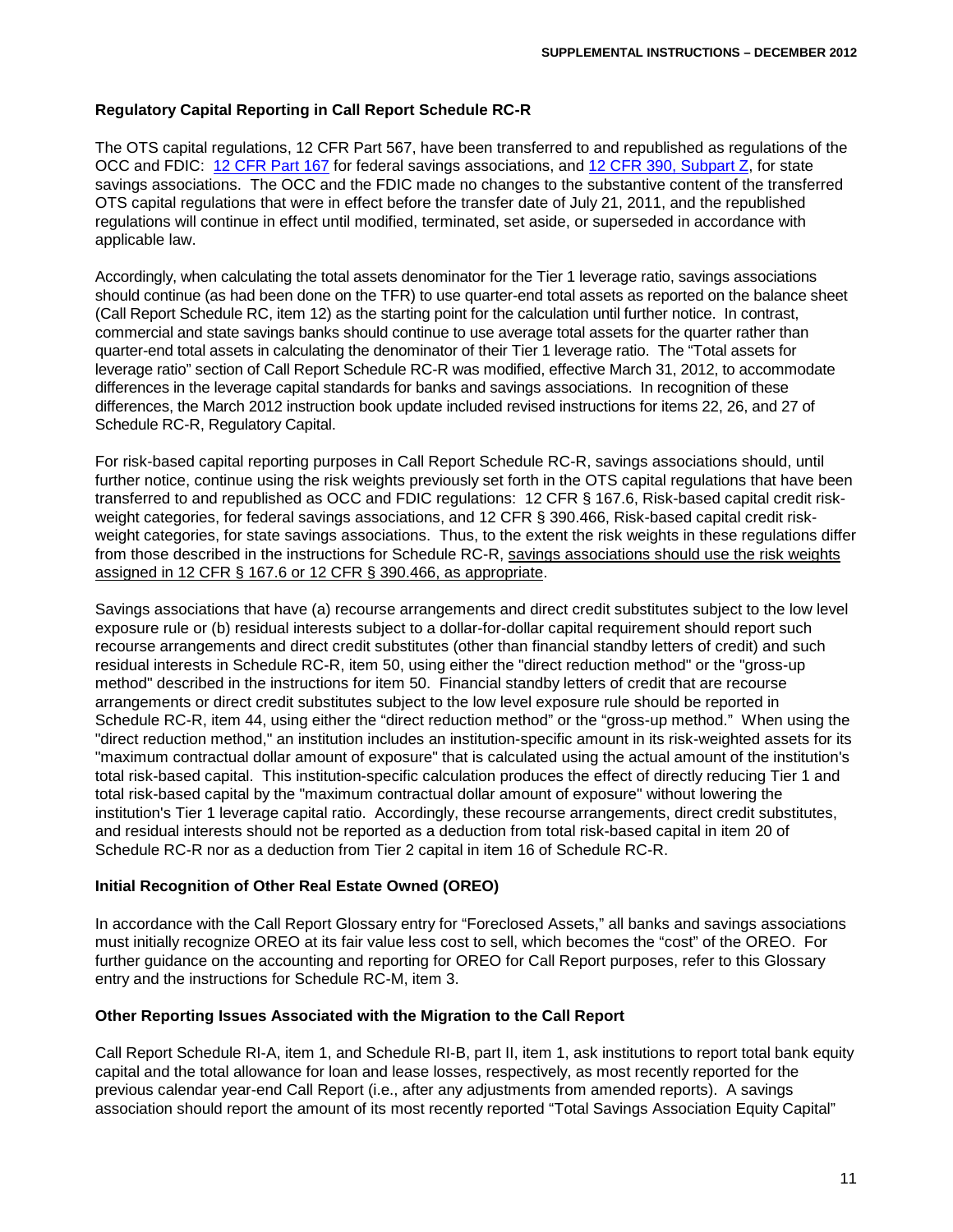### Regulatory Capital Reporting in Call Report Schedule RC-R

The OTS capital regulations, 12 CFR Part 567, have been transferred to and republished as regulations of the OCC and FDIC: [12 CFR Part 167](#) for federal savings associations, and [12 CFR 390, Subpart Z](#), for state savings associations. The OCC and the FDIC made no changes to the substantive content of the transferred OTS capital regulations that were in effect before the transfer date of July 21, 2011, and the republished regulations will continue in effect until modified, terminated, set aside, or superseded in accordance with applicable law.

Accordingly, when calculating the total assets denominator for the Tier 1 leverage ratio, savings associations should continue (as had been done on the TFR) to use quarter-end total assets as reported on the balance sheet (Call Report Schedule RC, item 12) as the starting point for the calculation until further notice. In contrast, commercial and state savings banks should continue to use average total assets for the quarter rather than quarter-end total assets in calculating the denominator of their Tier 1 leverage ratio. The "Total assets for leverage ratio" section of Call Report Schedule RC-R was modified, effective March 31, 2012, to accommodate differences in the leverage capital standards for banks and savings associations. In recognition of these differences, the March 2012 instruction book update included revised instructions for items 22, 26, and 27 of Schedule RC-R, Regulatory Capital.

For risk-based capital reporting purposes in Call Report Schedule RC-R, savings associations should, until further notice, continue using the risk weights previously set forth in the OTS capital regulations that have been transferred to and republished as OCC and FDIC regulations: 12 CFR § 167.6, Risk-based capital credit risk-weight categories, for federal savings associations, and 12 CFR § 390.466, Risk-based capital credit risk-weight categories, for state savings associations. Thus, to the extent the risk weights in these regulations differ from those described in the instructions for Schedule RC-R, <u>savings associations should use the risk weights assigned in 12 CFR § 167.6 or 12 CFR § 390.466, as appropriate</u>.

Savings associations that have (a) recourse arrangements and direct credit substitutes subject to the low level exposure rule or (b) residual interests subject to a dollar-for-dollar capital requirement should report such recourse arrangements and direct credit substitutes (other than financial standby letters of credit) and such residual interests in Schedule RC-R, item 50, using either the "direct reduction method" or the "gross-up method" described in the instructions for item 50. Financial standby letters of credit that are recourse arrangements or direct credit substitutes subject to the low level exposure rule should be reported in Schedule RC-R, item 44, using either the "direct reduction method" or the "gross-up method." When using the "direct reduction method," an institution includes an institution-specific amount in its risk-weighted assets for its "maximum contractual dollar amount of exposure" that is calculated using the actual amount of the institution's total risk-based capital. This institution-specific calculation produces the effect of directly reducing Tier 1 and total risk-based capital by the "maximum contractual dollar amount of exposure" without lowering the institution's Tier 1 leverage capital ratio. Accordingly, these recourse arrangements, direct credit substitutes, and residual interests should not be reported as a deduction from total risk-based capital in item 20 of Schedule RC-R nor as a deduction from Tier 2 capital in item 16 of Schedule RC-R.

### Initial Recognition of Other Real Estate Owned (OREO)

In accordance with the Call Report Glossary entry for "Foreclosed Assets," all banks and savings associations must initially recognize OREO at its fair value less cost to sell, which becomes the "cost" of the OREO. For further guidance on the accounting and reporting for OREO for Call Report purposes, refer to this Glossary entry and the instructions for Schedule RC-M, item 3.

### Other Reporting Issues Associated with the Migration to the Call Report

Call Report Schedule RI-A, item 1, and Schedule RI-B, part II, item 1, ask institutions to report total bank equity capital and the total allowance for loan and lease losses, respectively, as most recently reported for the previous calendar year-end Call Report (i.e., after any adjustments from amended reports). A savings association should report the amount of its most recently reported "Total Savings Association Equity Capital"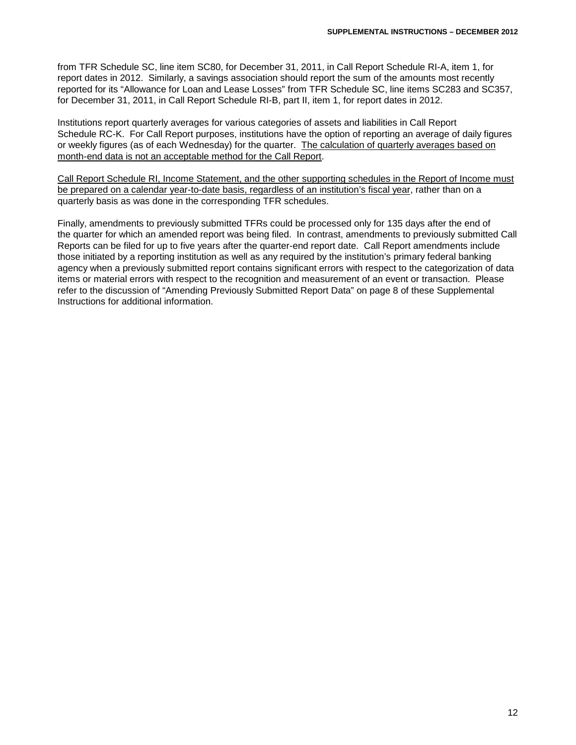from TFR Schedule SC, line item SC80, for December 31, 2011, in Call Report Schedule RI-A, item 1, for report dates in 2012. Similarly, a savings association should report the sum of the amounts most recently reported for its "Allowance for Loan and Lease Losses" from TFR Schedule SC, line items SC283 and SC357, for December 31, 2011, in Call Report Schedule RI-B, part II, item 1, for report dates in 2012.

Institutions report quarterly averages for various categories of assets and liabilities in Call Report Schedule RC-K. For Call Report purposes, institutions have the option of reporting an average of daily figures or weekly figures (as of each Wednesday) for the quarter. <u>The calculation of quarterly averages based on month-end data is not an acceptable method for the Call Report</u>.

<u>Call Report Schedule RI, Income Statement, and the other supporting schedules in the Report of Income must be prepared on a calendar year-to-date basis, regardless of an institution's fiscal year</u>, rather than on a quarterly basis as was done in the corresponding TFR schedules.

Finally, amendments to previously submitted TFRs could be processed only for 135 days after the end of the quarter for which an amended report was being filed. In contrast, amendments to previously submitted Call Reports can be filed for up to five years after the quarter-end report date. Call Report amendments include those initiated by a reporting institution as well as any required by the institution's primary federal banking agency when a previously submitted report contains significant errors with respect to the categorization of data items or material errors with respect to the recognition and measurement of an event or transaction. Please refer to the discussion of "Amending Previously Submitted Report Data" on page 8 of these Supplemental Instructions for additional information.